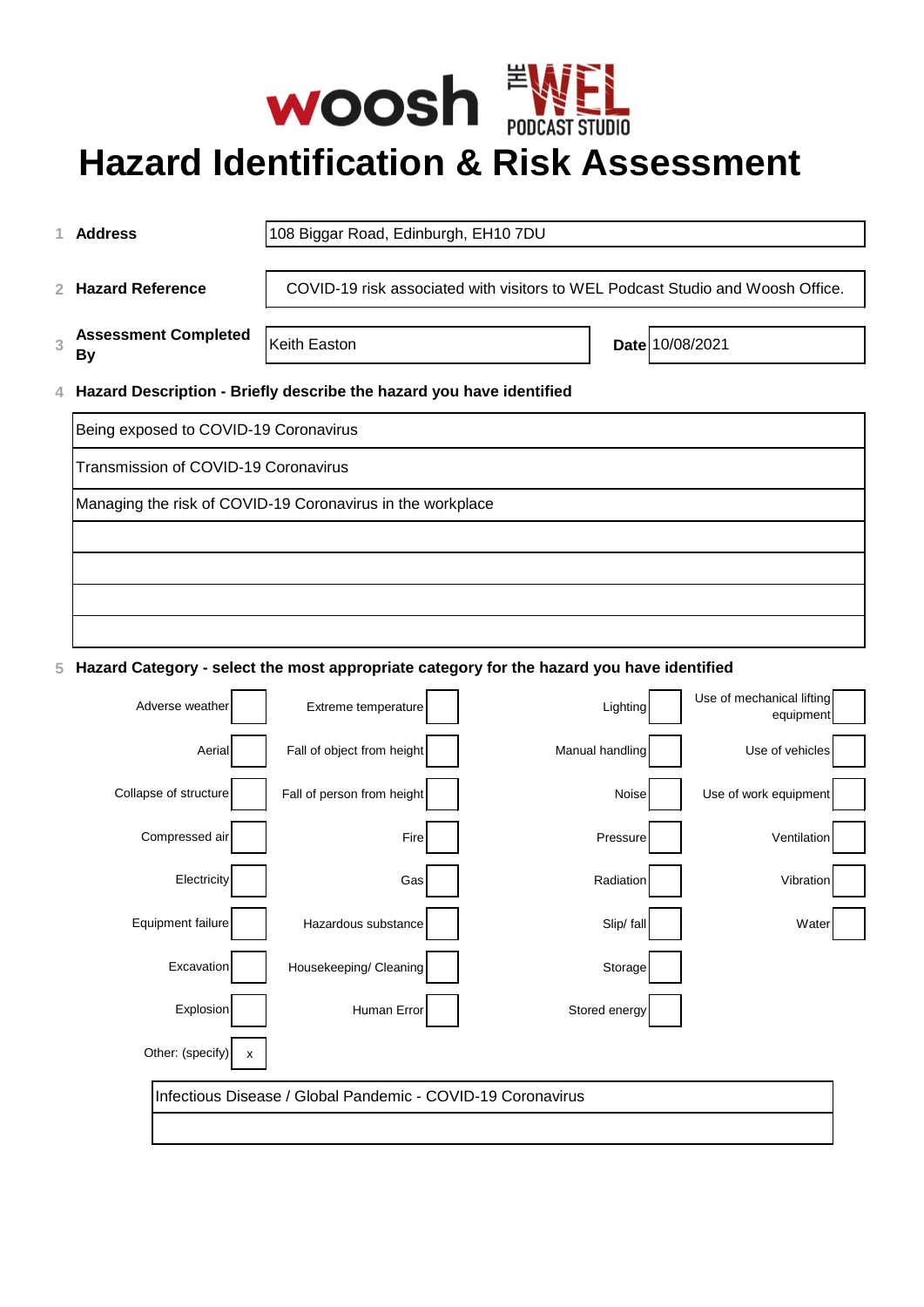woosh THE WEL PODCAST STUDIO

# Hazard Identification & Risk Assessment

| | | |
|---|---|---|
| 1 | **Address** | 108 Biggar Road, Edinburgh, EH10 7DU |
| 2 | **Hazard Reference** | COVID-19 risk associated with visitors to WEL Podcast Studio and Woosh Office. |
| 3 | **Assessment Completed By** | Keith Easton |
| | **Date** | 10/08/2021 |

4 **Hazard Description - Briefly describe the hazard you have identified**

| |
|---|
| Being exposed to COVID-19 Coronavirus |
| Transmission of COVID-19 Coronavirus |
| Managing the risk of COVID-19 Coronavirus in the workplace |
| |
| |
| |
| |

5 **Hazard Category - select the most appropriate category for the hazard you have identified**

| Category | | Category | | Category | | Category | |
|---|---|---|---|---|---|---|---|
| Adverse weather | | Extreme temperature | | Lighting | | Use of mechanical lifting equipment | |
| Aerial | | Fall of object from height | | Manual handling | | Use of vehicles | |
| Collapse of structure | | Fall of person from height | | Noise | | Use of work equipment | |
| Compressed air | | Fire | | Pressure | | Ventilation | |
| Electricity | | Gas | | Radiation | | Vibration | |
| Equipment failure | | Hazardous substance | | Slip/ fall | | Water | |
| Excavation | | Housekeeping/ Cleaning | | Storage | | | |
| Explosion | | Human Error | | Stored energy | | | |
| Other: (specify) | x | | | | | | |

| |
|---|
| Infectious Disease / Global Pandemic - COVID-19 Coronavirus |
| |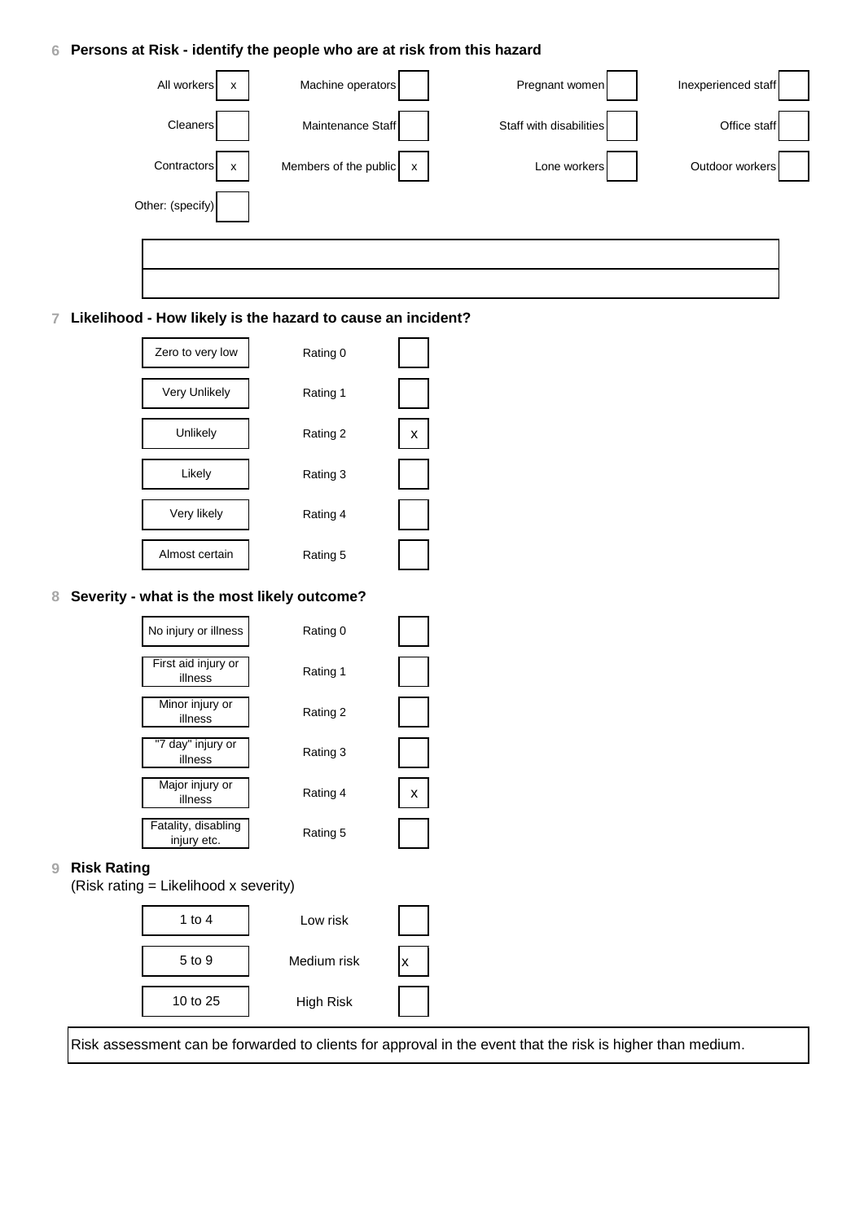### 6 Persons at Risk - identify the people who are at risk from this hazard

| | | | | | | | |
|---|---|---|---|---|---|---|---|
| All workers | x | Machine operators | | Pregnant women | | Inexperienced staff | |
| Cleaners | | Maintenance Staff | | Staff with disabilities | | Office staff | |
| Contractors | x | Members of the public | x | Lone workers | | Outdoor workers | |
| Other: (specify) | | | | | | | |

### 7 Likelihood - How likely is the hazard to cause an incident?

| | | |
|---|---|---|
| Zero to very low | Rating 0 | |
| Very Unlikely | Rating 1 | |
| Unlikely | Rating 2 | x |
| Likely | Rating 3 | |
| Very likely | Rating 4 | |
| Almost certain | Rating 5 | |

### 8 Severity - what is the most likely outcome?

| | | |
|---|---|---|
| No injury or illness | Rating 0 | |
| First aid injury or illness | Rating 1 | |
| Minor injury or illness | Rating 2 | |
| "7 day" injury or illness | Rating 3 | |
| Major injury or illness | Rating 4 | x |
| Fatality, disabling injury etc. | Rating 5 | |

### 9 Risk Rating

(Risk rating = Likelihood x severity)

| | | |
|---|---|---|
| 1 to 4 | Low risk | |
| 5 to 9 | Medium risk | x |
| 10 to 25 | High Risk | |

Risk assessment can be forwarded to clients for approval in the event that the risk is higher than medium.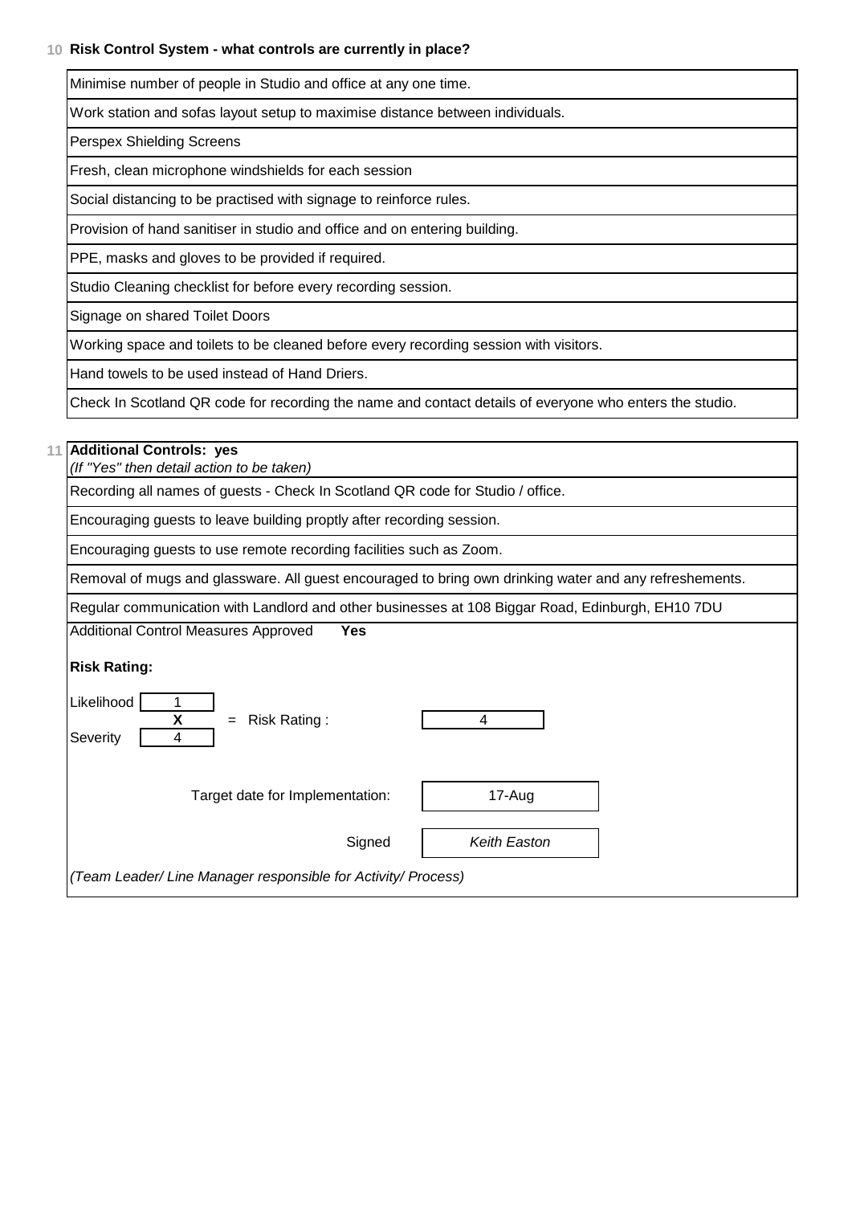**10 Risk Control System - what controls are currently in place?**

| |
|---|
| Minimise number of people in Studio and office at any one time. |
| Work station and sofas layout setup to maximise distance between individuals. |
| Perspex Shielding Screens |
| Fresh, clean microphone windshields for each session |
| Social distancing to be practised with signage to reinforce rules. |
| Provision of hand sanitiser in studio and office and on entering building. |
| PPE, masks and gloves to be provided if required. |
| Studio Cleaning checklist for before every recording session. |
| Signage on shared Toilet Doors |
| Working space and toilets to be cleaned before every recording session with visitors. |
| Hand towels to be used instead of Hand Driers. |
| Check In Scotland QR code for recording the name and contact details of everyone who enters the studio. |

**11 Additional Controls: yes**
*(If "Yes" then detail action to be taken)*

| |
|---|
| Recording all names of guests - Check In Scotland QR code for Studio / office. |
| Encouraging guests to leave building proptly after recording session. |
| Encouraging guests to use remote recording facilities such as Zoom. |
| Removal of mugs and glassware. All guest encouraged to bring own drinking water and any refreshements. |
| Regular communication with Landlord and other businesses at 108 Biggar Road, Edinburgh, EH10 7DU |

Additional Control Measures Approved **Yes**

**Risk Rating:**

Likelihood 1
**X** = Risk Rating : 4
Severity 4

Target date for Implementation: 17-Aug

Signed *Keith Easton*

*(Team Leader/ Line Manager responsible for Activity/ Process)*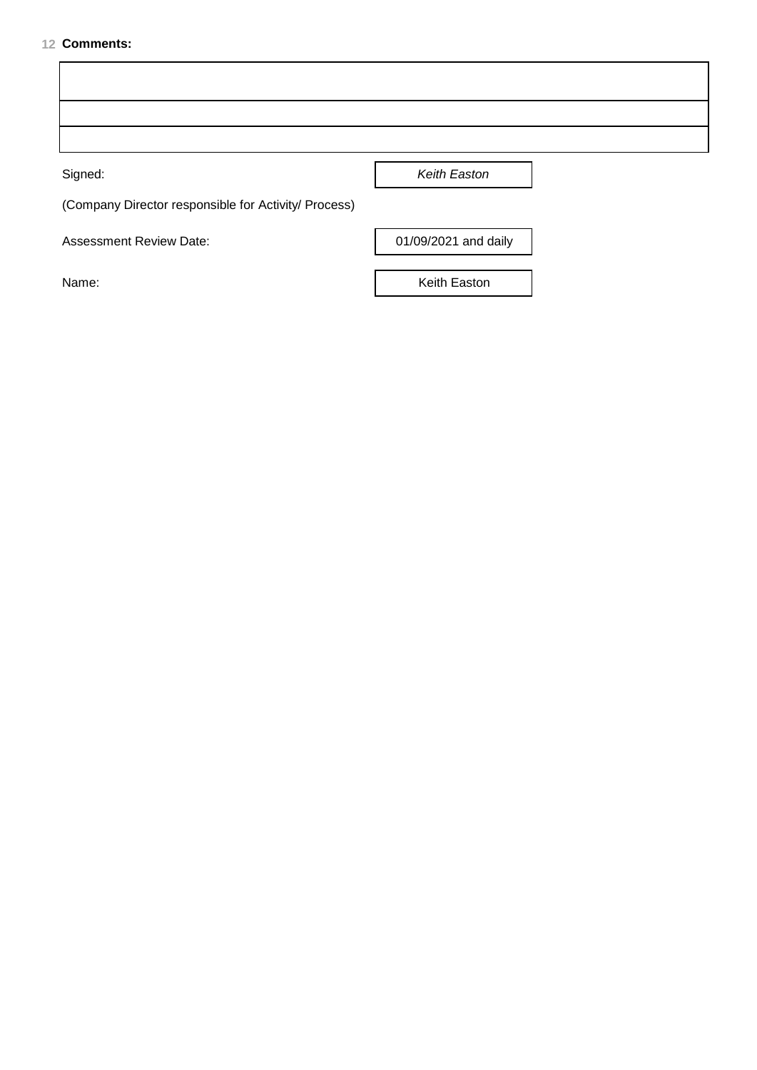**12 Comments:**

| |
|---|
| |
| |
| |

| | |
|---|---|
| Signed: | *Keith Easton* |
| (Company Director responsible for Activity/ Process) | |
| Assessment Review Date: | 01/09/2021 and daily |
| Name: | Keith Easton |